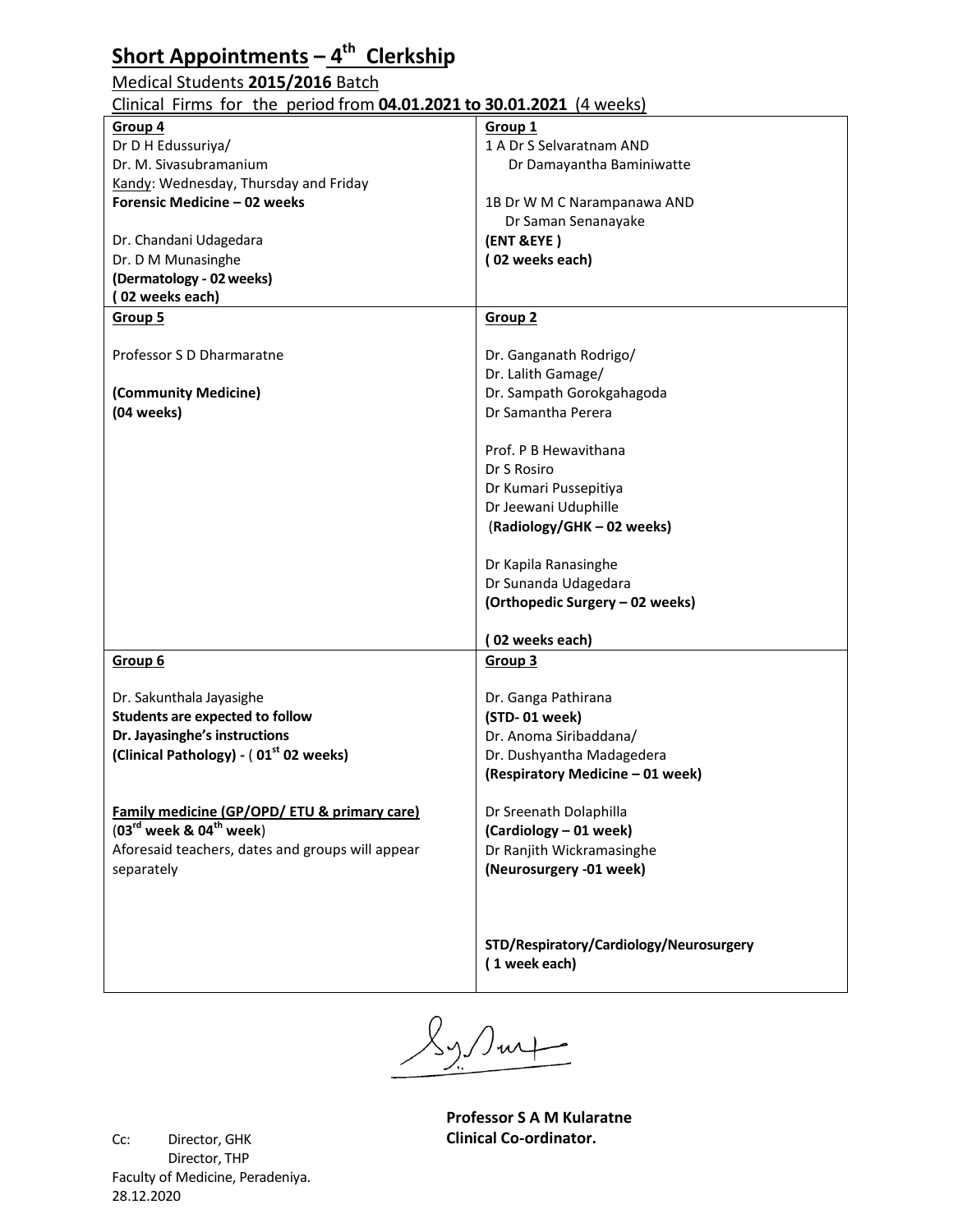# Short Appointments – 4th Clerkship

Medical Students **2015/2016** Batch

Clinical Firms for the period from **04.01.2021 to 30.01.2021** (4 weeks)

| **Group 4** | **Group 1** |
|---|---|
| Dr D H Edussuriya/<br>Dr. M. Sivasubramanium<br>Kandy: Wednesday, Thursday and Friday<br>**Forensic Medicine – 02 weeks**<br><br>Dr. Chandani Udagedara<br>Dr. D M Munasinghe<br>**(Dermatology - 02 weeks)**<br>**( 02 weeks each)** | 1 A Dr S Selvaratnam AND<br>Dr Damayantha Baminiwatte<br><br>1B Dr W M C Narampanawa AND<br>Dr Saman Senanayake<br>**(ENT &EYE )**<br>**( 02 weeks each)** |
| **Group 5** | **Group 2** |
| Professor S D Dharmaratne<br><br>**(Community Medicine)**<br>**(04 weeks)** | Dr. Ganganath Rodrigo/<br>Dr. Lalith Gamage/<br>Dr. Sampath Gorokgahagoda<br>Dr Samantha Perera<br><br>Prof. P B Hewavithana<br>Dr S Rosiro<br>Dr Kumari Pussepitiya<br>Dr Jeewani Uduphille<br>(**Radiology/GHK – 02 weeks)**<br><br>Dr Kapila Ranasinghe<br>Dr Sunanda Udagedara<br>**(Orthopedic Surgery – 02 weeks)**<br><br>**( 02 weeks each)** |
| **Group 6** | **Group 3** |
| Dr. Sakunthala Jayasighe<br>**Students are expected to follow**<br>**Dr. Jayasinghe's instructions**<br>**(Clinical Pathology) - ( 01st 02 weeks)**<br><br>**Family medicine (GP/OPD/ ETU & primary care)**<br>(**03rd week & 04th week**)<br>Aforesaid teachers, dates and groups will appear separately | Dr. Ganga Pathirana<br>**(STD- 01 week)**<br>Dr. Anoma Siribaddana/<br>Dr. Dushyantha Madagedera<br>**(Respiratory Medicine – 01 week)**<br><br>Dr Sreenath Dolaphilla<br>**(Cardiology – 01 week)**<br>Dr Ranjith Wickramasinghe<br>**(Neurosurgery -01 week)**<br><br>**STD/Respiratory/Cardiology/Neurosurgery**<br>**( 1 week each)** |

**Professor S A M Kularatne**
**Clinical Co-ordinator.**

Cc: Director, GHK
Director, THP
Faculty of Medicine, Peradeniya.
28.12.2020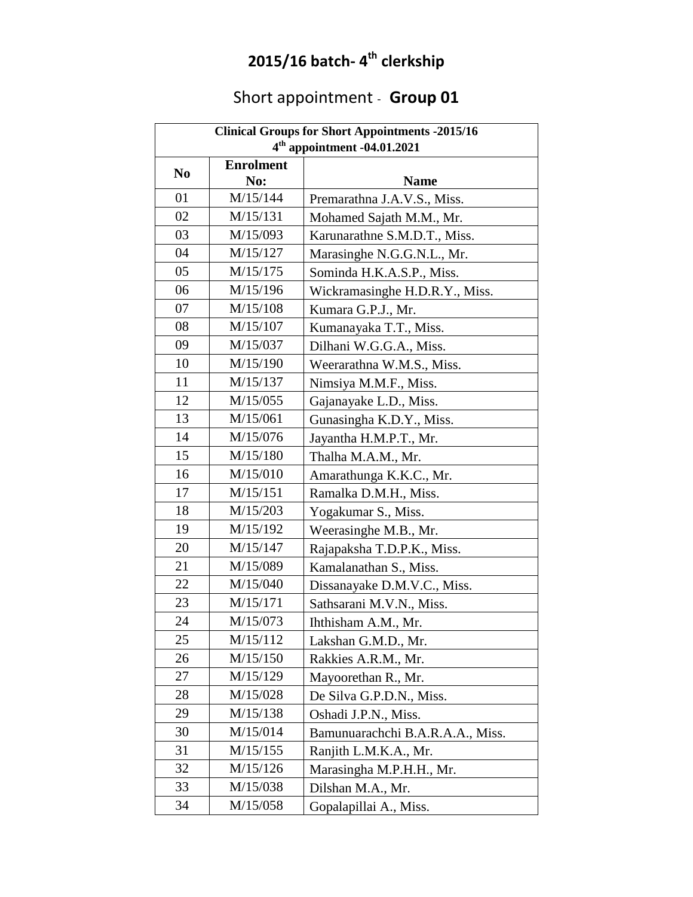# 2015/16 batch- 4th clerkship

## Short appointment - **Group 01**

| **Clinical Groups for Short Appointments -2015/16<br>4th appointment -04.01.2021** | | |
|---|---|---|
| **No** | **Enrolment No:** | **Name** |
| 01 | M/15/144 | Premarathna J.A.V.S., Miss. |
| 02 | M/15/131 | Mohamed Sajath M.M., Mr. |
| 03 | M/15/093 | Karunarathne S.M.D.T., Miss. |
| 04 | M/15/127 | Marasinghe N.G.G.N.L., Mr. |
| 05 | M/15/175 | Sominda H.K.A.S.P., Miss. |
| 06 | M/15/196 | Wickramasinghe H.D.R.Y., Miss. |
| 07 | M/15/108 | Kumara G.P.J., Mr. |
| 08 | M/15/107 | Kumanayaka T.T., Miss. |
| 09 | M/15/037 | Dilhani W.G.G.A., Miss. |
| 10 | M/15/190 | Weerarathna W.M.S., Miss. |
| 11 | M/15/137 | Nimsiya M.M.F., Miss. |
| 12 | M/15/055 | Gajanayake L.D., Miss. |
| 13 | M/15/061 | Gunasingha K.D.Y., Miss. |
| 14 | M/15/076 | Jayantha H.M.P.T., Mr. |
| 15 | M/15/180 | Thalha M.A.M., Mr. |
| 16 | M/15/010 | Amarathunga K.K.C., Mr. |
| 17 | M/15/151 | Ramalka D.M.H., Miss. |
| 18 | M/15/203 | Yogakumar S., Miss. |
| 19 | M/15/192 | Weerasinghe M.B., Mr. |
| 20 | M/15/147 | Rajapaksha T.D.P.K., Miss. |
| 21 | M/15/089 | Kamalanathan S., Miss. |
| 22 | M/15/040 | Dissanayake D.M.V.C., Miss. |
| 23 | M/15/171 | Sathsarani M.V.N., Miss. |
| 24 | M/15/073 | Ihthisham A.M., Mr. |
| 25 | M/15/112 | Lakshan G.M.D., Mr. |
| 26 | M/15/150 | Rakkies A.R.M., Mr. |
| 27 | M/15/129 | Mayoorethan R., Mr. |
| 28 | M/15/028 | De Silva G.P.D.N., Miss. |
| 29 | M/15/138 | Oshadi J.P.N., Miss. |
| 30 | M/15/014 | Bamunuarachchi B.A.R.A.A., Miss. |
| 31 | M/15/155 | Ranjith L.M.K.A., Mr. |
| 32 | M/15/126 | Marasingha M.P.H.H., Mr. |
| 33 | M/15/038 | Dilshan M.A., Mr. |
| 34 | M/15/058 | Gopalapillai A., Miss. |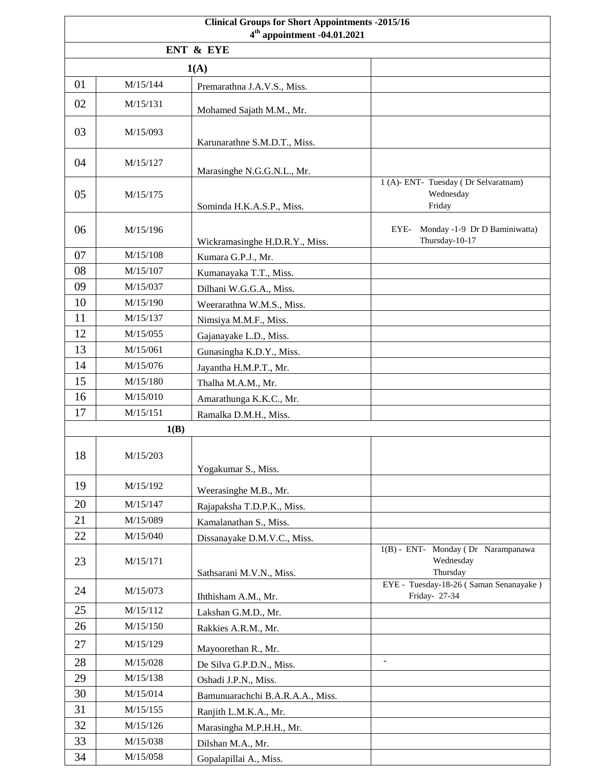**Clinical Groups for Short Appointments -2015/16**

**4th appointment -04.01.2021**

**ENT & EYE**

| | | **1(A)** | |
|---|---|---|---|
| 01 | M/15/144 | Premarathna J.A.V.S., Miss. | |
| 02 | M/15/131 | Mohamed Sajath M.M., Mr. | |
| 03 | M/15/093 | Karunarathne S.M.D.T., Miss. | |
| 04 | M/15/127 | Marasinghe N.G.G.N.L., Mr. | |
| 05 | M/15/175 | Sominda H.K.A.S.P., Miss. | 1 (A)- ENT- Tuesday ( Dr Selvaratnam) Wednesday Friday |
| 06 | M/15/196 | Wickramasinghe H.D.R.Y., Miss. | EYE- Monday -1-9 Dr D Baminiwatta) Thursday-10-17 |
| 07 | M/15/108 | Kumara G.P.J., Mr. | |
| 08 | M/15/107 | Kumanayaka T.T., Miss. | |
| 09 | M/15/037 | Dilhani W.G.G.A., Miss. | |
| 10 | M/15/190 | Weerarathna W.M.S., Miss. | |
| 11 | M/15/137 | Nimsiya M.M.F., Miss. | |
| 12 | M/15/055 | Gajanayake L.D., Miss. | |
| 13 | M/15/061 | Gunasingha K.D.Y., Miss. | |
| 14 | M/15/076 | Jayantha H.M.P.T., Mr. | |
| 15 | M/15/180 | Thalha M.A.M., Mr. | |
| 16 | M/15/010 | Amarathunga K.K.C., Mr. | |
| 17 | M/15/151 | Ramalka D.M.H., Miss. | |
| | | **1(B)** | |
| 18 | M/15/203 | Yogakumar S., Miss. | |
| 19 | M/15/192 | Weerasinghe M.B., Mr. | |
| 20 | M/15/147 | Rajapaksha T.D.P.K., Miss. | |
| 21 | M/15/089 | Kamalanathan S., Miss. | |
| 22 | M/15/040 | Dissanayake D.M.V.C., Miss. | |
| 23 | M/15/171 | Sathsarani M.V.N., Miss. | 1(B) - ENT- Monday ( Dr Narampanawa Wednesday Thursday |
| 24 | M/15/073 | Ihthisham A.M., Mr. | EYE - Tuesday-18-26 ( Saman Senanayake ) Friday- 27-34 |
| 25 | M/15/112 | Lakshan G.M.D., Mr. | |
| 26 | M/15/150 | Rakkies A.R.M., Mr. | |
| 27 | M/15/129 | Mayoorethan R., Mr. | |
| 28 | M/15/028 | De Silva G.P.D.N., Miss. | - |
| 29 | M/15/138 | Oshadi J.P.N., Miss. | |
| 30 | M/15/014 | Bamunuarachchi B.A.R.A.A., Miss. | |
| 31 | M/15/155 | Ranjith L.M.K.A., Mr. | |
| 32 | M/15/126 | Marasingha M.P.H.H., Mr. | |
| 33 | M/15/038 | Dilshan M.A., Mr. | |
| 34 | M/15/058 | Gopalapillai A., Miss. | |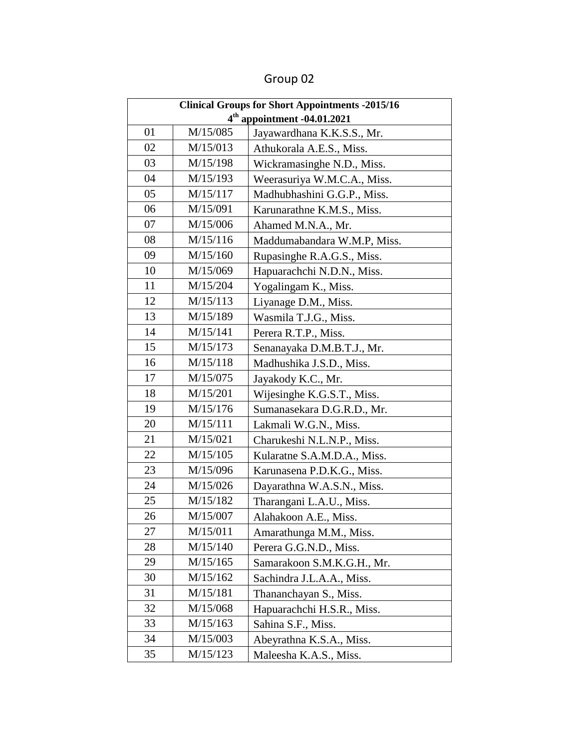# Group 02

| Clinical Groups for Short Appointments -2015/16<br>4th appointment -04.01.2021 | | |
|---|---|---|
| 01 | M/15/085 | Jayawardhana K.K.S.S., Mr. |
| 02 | M/15/013 | Athukorala A.E.S., Miss. |
| 03 | M/15/198 | Wickramasinghe N.D., Miss. |
| 04 | M/15/193 | Weerasuriya W.M.C.A., Miss. |
| 05 | M/15/117 | Madhubhashini G.G.P., Miss. |
| 06 | M/15/091 | Karunarathne K.M.S., Miss. |
| 07 | M/15/006 | Ahamed M.N.A., Mr. |
| 08 | M/15/116 | Maddumabandara W.M.P, Miss. |
| 09 | M/15/160 | Rupasinghe R.A.G.S., Miss. |
| 10 | M/15/069 | Hapuarachchi N.D.N., Miss. |
| 11 | M/15/204 | Yogalingam K., Miss. |
| 12 | M/15/113 | Liyanage D.M., Miss. |
| 13 | M/15/189 | Wasmila T.J.G., Miss. |
| 14 | M/15/141 | Perera R.T.P., Miss. |
| 15 | M/15/173 | Senanayaka D.M.B.T.J., Mr. |
| 16 | M/15/118 | Madhushika J.S.D., Miss. |
| 17 | M/15/075 | Jayakody K.C., Mr. |
| 18 | M/15/201 | Wijesinghe K.G.S.T., Miss. |
| 19 | M/15/176 | Sumanasekara D.G.R.D., Mr. |
| 20 | M/15/111 | Lakmali W.G.N., Miss. |
| 21 | M/15/021 | Charukeshi N.L.N.P., Miss. |
| 22 | M/15/105 | Kularatne S.A.M.D.A., Miss. |
| 23 | M/15/096 | Karunasena P.D.K.G., Miss. |
| 24 | M/15/026 | Dayarathna W.A.S.N., Miss. |
| 25 | M/15/182 | Tharangani L.A.U., Miss. |
| 26 | M/15/007 | Alahakoon A.E., Miss. |
| 27 | M/15/011 | Amarathunga M.M., Miss. |
| 28 | M/15/140 | Perera G.G.N.D., Miss. |
| 29 | M/15/165 | Samarakoon S.M.K.G.H., Mr. |
| 30 | M/15/162 | Sachindra J.L.A.A., Miss. |
| 31 | M/15/181 | Thananchayan S., Miss. |
| 32 | M/15/068 | Hapuarachchi H.S.R., Miss. |
| 33 | M/15/163 | Sahina S.F., Miss. |
| 34 | M/15/003 | Abeyrathna K.S.A., Miss. |
| 35 | M/15/123 | Maleesha K.A.S., Miss. |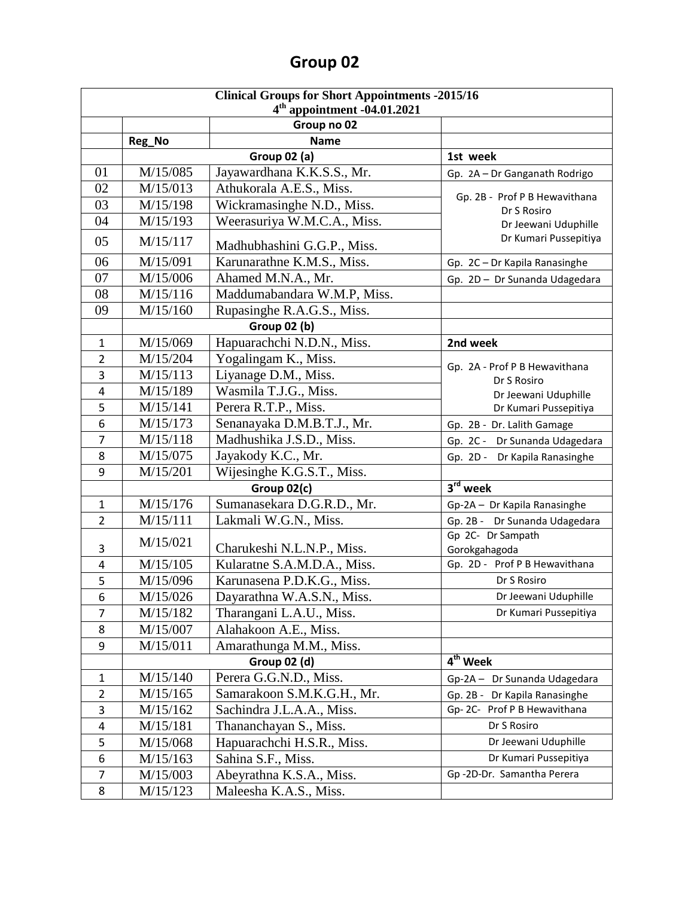# Group 02

| Clinical Groups for Short Appointments -2015/16<br>4th appointment -04.01.2021 | | | |
|---|---|---|---|
| | | Group no 02 | |
| | Reg_No | Name | |
| | Group 02 (a) | | 1st week |
| 01 | M/15/085 | Jayawardhana K.K.S.S., Mr. | Gp. 2A – Dr Ganganath Rodrigo |
| 02 | M/15/013 | Athukorala A.E.S., Miss. | Gp. 2B - Prof P B Hewavithana<br>Dr S Rosiro<br>Dr Jeewani Uduphille<br>Dr Kumari Pussepitiya |
| 03 | M/15/198 | Wickramasinghe N.D., Miss. | |
| 04 | M/15/193 | Weerasuriya W.M.C.A., Miss. | |
| 05 | M/15/117 | Madhubhashini G.G.P., Miss. | |
| 06 | M/15/091 | Karunarathne K.M.S., Miss. | Gp. 2C – Dr Kapila Ranasinghe |
| 07 | M/15/006 | Ahamed M.N.A., Mr. | Gp. 2D – Dr Sunanda Udagedara |
| 08 | M/15/116 | Maddumabandara W.M.P, Miss. | |
| 09 | M/15/160 | Rupasinghe R.A.G.S., Miss. | |
| | Group 02 (b) | | |
| 1 | M/15/069 | Hapuarachchi N.D.N., Miss. | 2nd week |
| 2 | M/15/204 | Yogalingam K., Miss. | Gp. 2A - Prof P B Hewavithana<br>Dr S Rosiro<br>Dr Jeewani Uduphille<br>Dr Kumari Pussepitiya |
| 3 | M/15/113 | Liyanage D.M., Miss. | |
| 4 | M/15/189 | Wasmila T.J.G., Miss. | |
| 5 | M/15/141 | Perera R.T.P., Miss. | |
| 6 | M/15/173 | Senanayaka D.M.B.T.J., Mr. | Gp. 2B - Dr. Lalith Gamage |
| 7 | M/15/118 | Madhushika J.S.D., Miss. | Gp. 2C - Dr Sunanda Udagedara |
| 8 | M/15/075 | Jayakody K.C., Mr. | Gp. 2D - Dr Kapila Ranasinghe |
| 9 | M/15/201 | Wijesinghe K.G.S.T., Miss. | |
| | Group 02(c) | | 3rd week |
| 1 | M/15/176 | Sumanasekara D.G.R.D., Mr. | Gp-2A – Dr Kapila Ranasinghe |
| 2 | M/15/111 | Lakmali W.G.N., Miss. | Gp. 2B - Dr Sunanda Udagedara |
| 3 | M/15/021 | Charukeshi N.L.N.P., Miss. | Gp 2C- Dr Sampath Gorokgahagoda |
| 4 | M/15/105 | Kularatne S.A.M.D.A., Miss. | Gp. 2D - Prof P B Hewavithana |
| 5 | M/15/096 | Karunasena P.D.K.G., Miss. | Dr S Rosiro |
| 6 | M/15/026 | Dayarathna W.A.S.N., Miss. | Dr Jeewani Uduphille |
| 7 | M/15/182 | Tharangani L.A.U., Miss. | Dr Kumari Pussepitiya |
| 8 | M/15/007 | Alahakoon A.E., Miss. | |
| 9 | M/15/011 | Amarathunga M.M., Miss. | |
| | Group 02 (d) | | 4th Week |
| 1 | M/15/140 | Perera G.G.N.D., Miss. | Gp-2A – Dr Sunanda Udagedara |
| 2 | M/15/165 | Samarakoon S.M.K.G.H., Mr. | Gp. 2B - Dr Kapila Ranasinghe |
| 3 | M/15/162 | Sachindra J.L.A.A., Miss. | Gp- 2C- Prof P B Hewavithana |
| 4 | M/15/181 | Thananchayan S., Miss. | Dr S Rosiro |
| 5 | M/15/068 | Hapuarachchi H.S.R., Miss. | Dr Jeewani Uduphille |
| 6 | M/15/163 | Sahina S.F., Miss. | Dr Kumari Pussepitiya |
| 7 | M/15/003 | Abeyrathna K.S.A., Miss. | Gp -2D-Dr. Samantha Perera |
| 8 | M/15/123 | Maleesha K.A.S., Miss. | |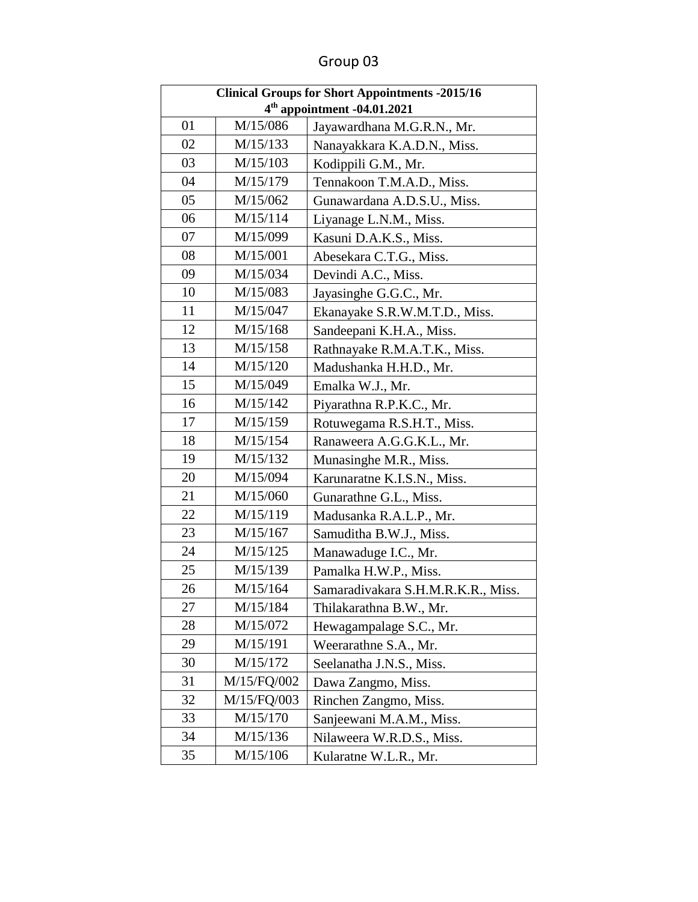# Group 03

| Clinical Groups for Short Appointments -2015/16<br>4th appointment -04.01.2021 | | |
|---|---|---|
| 01 | M/15/086 | Jayawardhana M.G.R.N., Mr. |
| 02 | M/15/133 | Nanayakkara K.A.D.N., Miss. |
| 03 | M/15/103 | Kodippili G.M., Mr. |
| 04 | M/15/179 | Tennakoon T.M.A.D., Miss. |
| 05 | M/15/062 | Gunawardana A.D.S.U., Miss. |
| 06 | M/15/114 | Liyanage L.N.M., Miss. |
| 07 | M/15/099 | Kasuni D.A.K.S., Miss. |
| 08 | M/15/001 | Abesekara C.T.G., Miss. |
| 09 | M/15/034 | Devindi A.C., Miss. |
| 10 | M/15/083 | Jayasinghe G.G.C., Mr. |
| 11 | M/15/047 | Ekanayake S.R.W.M.T.D., Miss. |
| 12 | M/15/168 | Sandeepani K.H.A., Miss. |
| 13 | M/15/158 | Rathnayake R.M.A.T.K., Miss. |
| 14 | M/15/120 | Madushanka H.H.D., Mr. |
| 15 | M/15/049 | Emalka W.J., Mr. |
| 16 | M/15/142 | Piyarathna R.P.K.C., Mr. |
| 17 | M/15/159 | Rotuwegama R.S.H.T., Miss. |
| 18 | M/15/154 | Ranaweera A.G.G.K.L., Mr. |
| 19 | M/15/132 | Munasinghe M.R., Miss. |
| 20 | M/15/094 | Karunaratne K.I.S.N., Miss. |
| 21 | M/15/060 | Gunarathne G.L., Miss. |
| 22 | M/15/119 | Madusanka R.A.L.P., Mr. |
| 23 | M/15/167 | Samuditha B.W.J., Miss. |
| 24 | M/15/125 | Manawaduge I.C., Mr. |
| 25 | M/15/139 | Pamalka H.W.P., Miss. |
| 26 | M/15/164 | Samaradivakara S.H.M.R.K.R., Miss. |
| 27 | M/15/184 | Thilakarathna B.W., Mr. |
| 28 | M/15/072 | Hewagampalage S.C., Mr. |
| 29 | M/15/191 | Weerarathne S.A., Mr. |
| 30 | M/15/172 | Seelanatha J.N.S., Miss. |
| 31 | M/15/FQ/002 | Dawa Zangmo, Miss. |
| 32 | M/15/FQ/003 | Rinchen Zangmo, Miss. |
| 33 | M/15/170 | Sanjeewani M.A.M., Miss. |
| 34 | M/15/136 | Nilaweera W.R.D.S., Miss. |
| 35 | M/15/106 | Kularatne W.L.R., Mr. |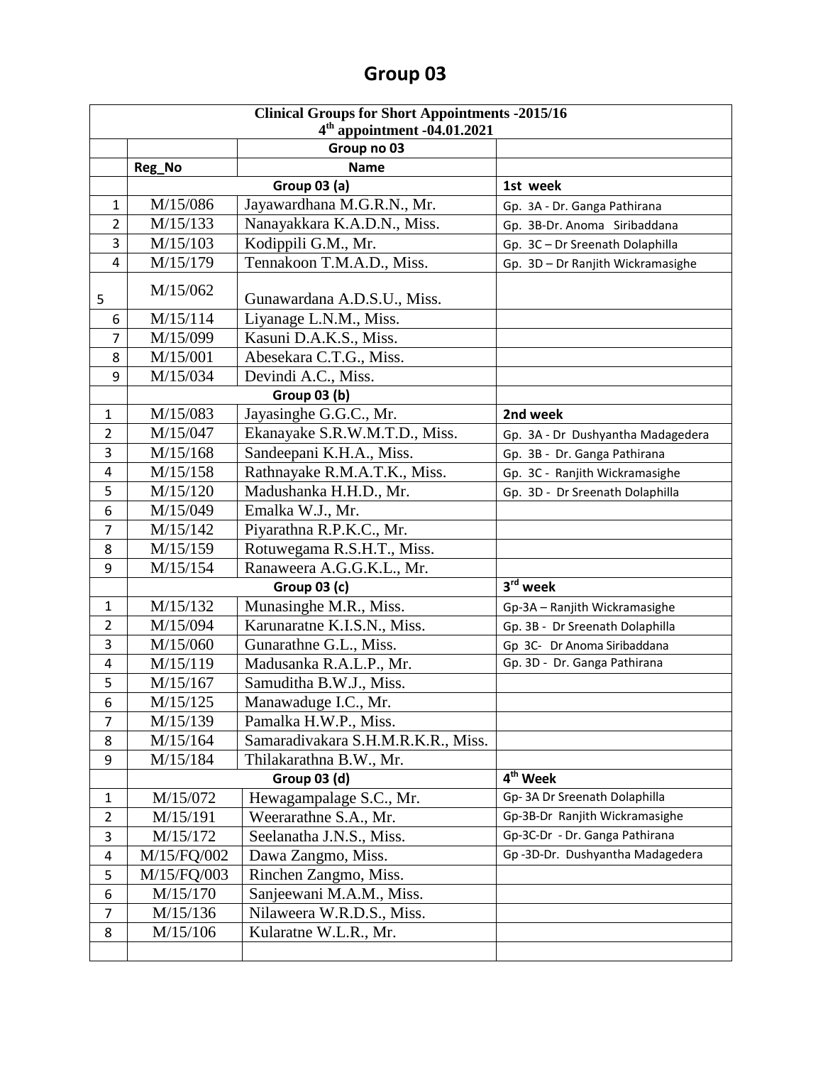# Group 03

| Clinical Groups for Short Appointments -2015/16<br>4th appointment -04.01.2021 | | | |
|---|---|---|---|
| | | Group no 03 | |
| | Reg_No | Name | |
| | | Group 03 (a) | 1st week |
| 1 | M/15/086 | Jayawardhana M.G.R.N., Mr. | Gp. 3A - Dr. Ganga Pathirana |
| 2 | M/15/133 | Nanayakkara K.A.D.N., Miss. | Gp. 3B-Dr. Anoma Siribaddana |
| 3 | M/15/103 | Kodippili G.M., Mr. | Gp. 3C – Dr Sreenath Dolaphilla |
| 4 | M/15/179 | Tennakoon T.M.A.D., Miss. | Gp. 3D – Dr Ranjith Wickramasighe |
| 5 | M/15/062 | Gunawardana A.D.S.U., Miss. | |
| 6 | M/15/114 | Liyanage L.N.M., Miss. | |
| 7 | M/15/099 | Kasuni D.A.K.S., Miss. | |
| 8 | M/15/001 | Abesekara C.T.G., Miss. | |
| 9 | M/15/034 | Devindi A.C., Miss. | |
| | | Group 03 (b) | |
| 1 | M/15/083 | Jayasinghe G.G.C., Mr. | 2nd week |
| 2 | M/15/047 | Ekanayake S.R.W.M.T.D., Miss. | Gp. 3A - Dr Dushyantha Madagedera |
| 3 | M/15/168 | Sandeepani K.H.A., Miss. | Gp. 3B - Dr. Ganga Pathirana |
| 4 | M/15/158 | Rathnayake R.M.A.T.K., Miss. | Gp. 3C - Ranjith Wickramasighe |
| 5 | M/15/120 | Madushanka H.H.D., Mr. | Gp. 3D - Dr Sreenath Dolaphilla |
| 6 | M/15/049 | Emalka W.J., Mr. | |
| 7 | M/15/142 | Piyarathna R.P.K.C., Mr. | |
| 8 | M/15/159 | Rotuwegama R.S.H.T., Miss. | |
| 9 | M/15/154 | Ranaweera A.G.G.K.L., Mr. | |
| | | Group 03 (c) | 3rd week |
| 1 | M/15/132 | Munasinghe M.R., Miss. | Gp-3A – Ranjith Wickramasighe |
| 2 | M/15/094 | Karunaratne K.I.S.N., Miss. | Gp. 3B - Dr Sreenath Dolaphilla |
| 3 | M/15/060 | Gunarathne G.L., Miss. | Gp 3C- Dr Anoma Siribaddana |
| 4 | M/15/119 | Madusanka R.A.L.P., Mr. | Gp. 3D - Dr. Ganga Pathirana |
| 5 | M/15/167 | Samuditha B.W.J., Miss. | |
| 6 | M/15/125 | Manawaduge I.C., Mr. | |
| 7 | M/15/139 | Pamalka H.W.P., Miss. | |
| 8 | M/15/164 | Samaradivakara S.H.M.R.K.R., Miss. | |
| 9 | M/15/184 | Thilakarathna B.W., Mr. | |
| | | Group 03 (d) | 4th Week |
| 1 | M/15/072 | Hewagampalage S.C., Mr. | Gp- 3A Dr Sreenath Dolaphilla |
| 2 | M/15/191 | Weerarathne S.A., Mr. | Gp-3B-Dr Ranjith Wickramasighe |
| 3 | M/15/172 | Seelanatha J.N.S., Miss. | Gp-3C-Dr - Dr. Ganga Pathirana |
| 4 | M/15/FQ/002 | Dawa Zangmo, Miss. | Gp -3D-Dr. Dushyantha Madagedera |
| 5 | M/15/FQ/003 | Rinchen Zangmo, Miss. | |
| 6 | M/15/170 | Sanjeewani M.A.M., Miss. | |
| 7 | M/15/136 | Nilaweera W.R.D.S., Miss. | |
| 8 | M/15/106 | Kularatne W.L.R., Mr. | |
| | | | |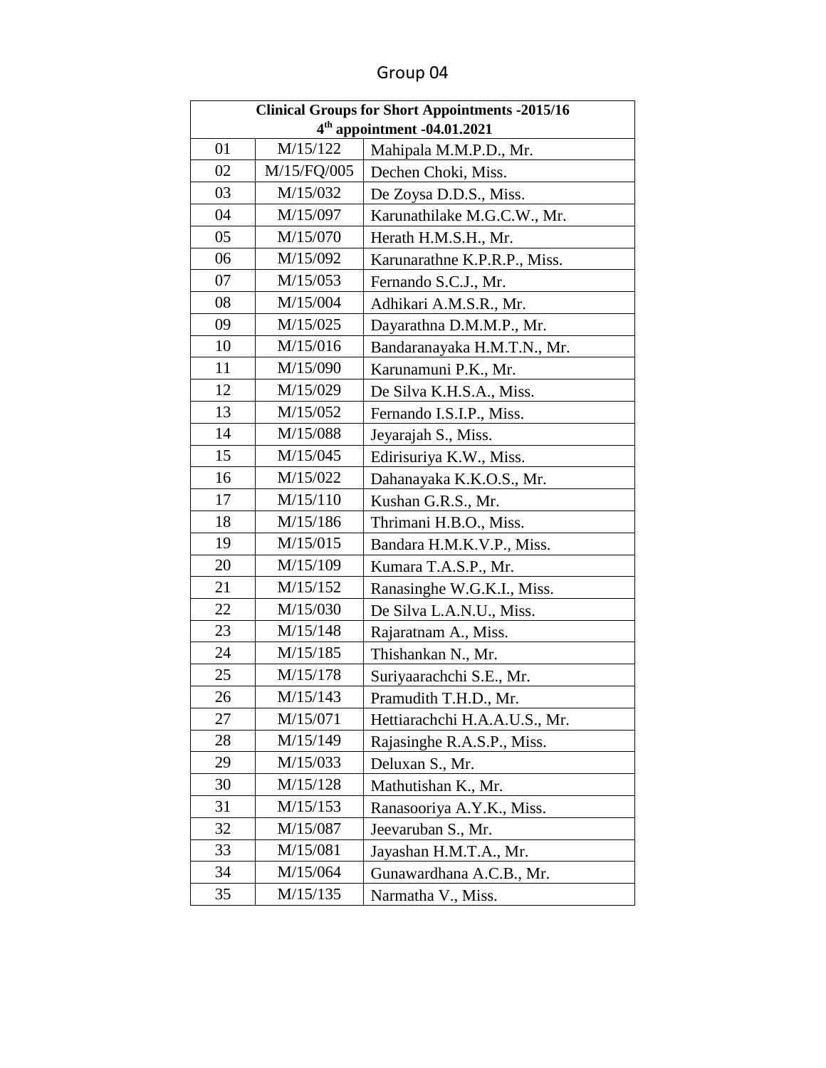# Group 04

| Clinical Groups for Short Appointments -2015/16<br>4th appointment -04.01.2021 | | |
|---|---|---|
| 01 | M/15/122 | Mahipala M.M.P.D., Mr. |
| 02 | M/15/FQ/005 | Dechen Choki, Miss. |
| 03 | M/15/032 | De Zoysa D.D.S., Miss. |
| 04 | M/15/097 | Karunathilake M.G.C.W., Mr. |
| 05 | M/15/070 | Herath H.M.S.H., Mr. |
| 06 | M/15/092 | Karunarathne K.P.R.P., Miss. |
| 07 | M/15/053 | Fernando S.C.J., Mr. |
| 08 | M/15/004 | Adhikari A.M.S.R., Mr. |
| 09 | M/15/025 | Dayarathna D.M.M.P., Mr. |
| 10 | M/15/016 | Bandaranayaka H.M.T.N., Mr. |
| 11 | M/15/090 | Karunamuni P.K., Mr. |
| 12 | M/15/029 | De Silva K.H.S.A., Miss. |
| 13 | M/15/052 | Fernando I.S.I.P., Miss. |
| 14 | M/15/088 | Jeyarajah S., Miss. |
| 15 | M/15/045 | Edirisuriya K.W., Miss. |
| 16 | M/15/022 | Dahanayaka K.K.O.S., Mr. |
| 17 | M/15/110 | Kushan G.R.S., Mr. |
| 18 | M/15/186 | Thrimani H.B.O., Miss. |
| 19 | M/15/015 | Bandara H.M.K.V.P., Miss. |
| 20 | M/15/109 | Kumara T.A.S.P., Mr. |
| 21 | M/15/152 | Ranasinghe W.G.K.I., Miss. |
| 22 | M/15/030 | De Silva L.A.N.U., Miss. |
| 23 | M/15/148 | Rajaratnam A., Miss. |
| 24 | M/15/185 | Thishankan N., Mr. |
| 25 | M/15/178 | Suriyaarachchi S.E., Mr. |
| 26 | M/15/143 | Pramudith T.H.D., Mr. |
| 27 | M/15/071 | Hettiarachchi H.A.A.U.S., Mr. |
| 28 | M/15/149 | Rajasinghe R.A.S.P., Miss. |
| 29 | M/15/033 | Deluxan S., Mr. |
| 30 | M/15/128 | Mathutishan K., Mr. |
| 31 | M/15/153 | Ranasooriya A.Y.K., Miss. |
| 32 | M/15/087 | Jeevaruban S., Mr. |
| 33 | M/15/081 | Jayashan H.M.T.A., Mr. |
| 34 | M/15/064 | Gunawardhana A.C.B., Mr. |
| 35 | M/15/135 | Narmatha V., Miss. |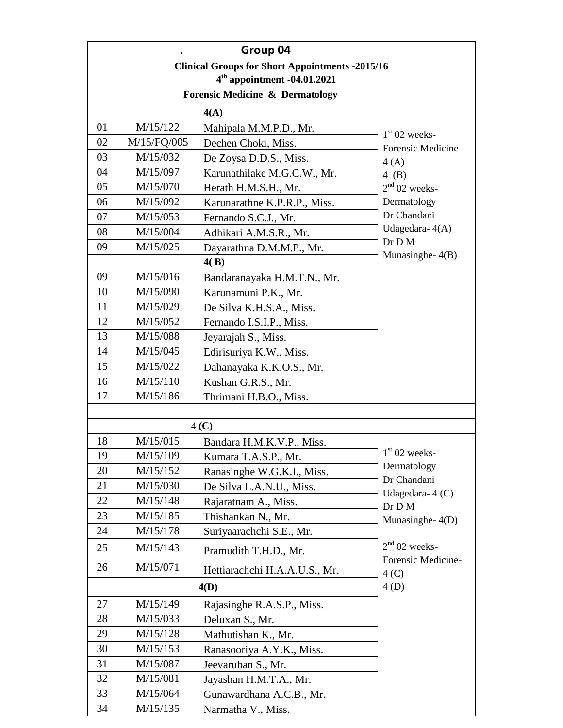## Group 04

**Clinical Groups for Short Appointments -2015/16**
**4th appointment -04.01.2021**

**Forensic Medicine & Dermatology**

| No. | Reg. No. | Name | Schedule |
|---|---|---|---|
| **4(A)** | | | 1st 02 weeks- Forensic Medicine- 4 (A) 4 (B) 2nd 02 weeks- Dermatology Dr Chandani Udagedara- 4(A) Dr D M Munasinghe- 4(B) |
| 01 | M/15/122 | Mahipala M.M.P.D., Mr. | |
| 02 | M/15/FQ/005 | Dechen Choki, Miss. | |
| 03 | M/15/032 | De Zoysa D.D.S., Miss. | |
| 04 | M/15/097 | Karunathilake M.G.C.W., Mr. | |
| 05 | M/15/070 | Herath H.M.S.H., Mr. | |
| 06 | M/15/092 | Karunarathne K.P.R.P., Miss. | |
| 07 | M/15/053 | Fernando S.C.J., Mr. | |
| 08 | M/15/004 | Adhikari A.M.S.R., Mr. | |
| 09 | M/15/025 | Dayarathna D.M.M.P., Mr. | |
| **4( B)** | | | |
| 09 | M/15/016 | Bandaranayaka H.M.T.N., Mr. | |
| 10 | M/15/090 | Karunamuni P.K., Mr. | |
| 11 | M/15/029 | De Silva K.H.S.A., Miss. | |
| 12 | M/15/052 | Fernando I.S.I.P., Miss. | |
| 13 | M/15/088 | Jeyarajah S., Miss. | |
| 14 | M/15/045 | Edirisuriya K.W., Miss. | |
| 15 | M/15/022 | Dahanayaka K.K.O.S., Mr. | |
| 16 | M/15/110 | Kushan G.R.S., Mr. | |
| 17 | M/15/186 | Thrimani H.B.O., Miss. | |
| | | | |
| **4 (C)** | | | 1st 02 weeks- Dermatology Dr Chandani Udagedara- 4 (C) Dr D M Munasinghe- 4(D) 2nd 02 weeks- Forensic Medicine- 4 (C) 4 (D) |
| 18 | M/15/015 | Bandara H.M.K.V.P., Miss. | |
| 19 | M/15/109 | Kumara T.A.S.P., Mr. | |
| 20 | M/15/152 | Ranasinghe W.G.K.I., Miss. | |
| 21 | M/15/030 | De Silva L.A.N.U., Miss. | |
| 22 | M/15/148 | Rajaratnam A., Miss. | |
| 23 | M/15/185 | Thishankan N., Mr. | |
| 24 | M/15/178 | Suriyaarachchi S.E., Mr. | |
| 25 | M/15/143 | Pramudith T.H.D., Mr. | |
| 26 | M/15/071 | Hettiarachchi H.A.A.U.S., Mr. | |
| **4(D)** | | | |
| 27 | M/15/149 | Rajasinghe R.A.S.P., Miss. | |
| 28 | M/15/033 | Deluxan S., Mr. | |
| 29 | M/15/128 | Mathutishan K., Mr. | |
| 30 | M/15/153 | Ranasooriya A.Y.K., Miss. | |
| 31 | M/15/087 | Jeevaruban S., Mr. | |
| 32 | M/15/081 | Jayashan H.M.T.A., Mr. | |
| 33 | M/15/064 | Gunawardhana A.C.B., Mr. | |
| 34 | M/15/135 | Narmatha V., Miss. | |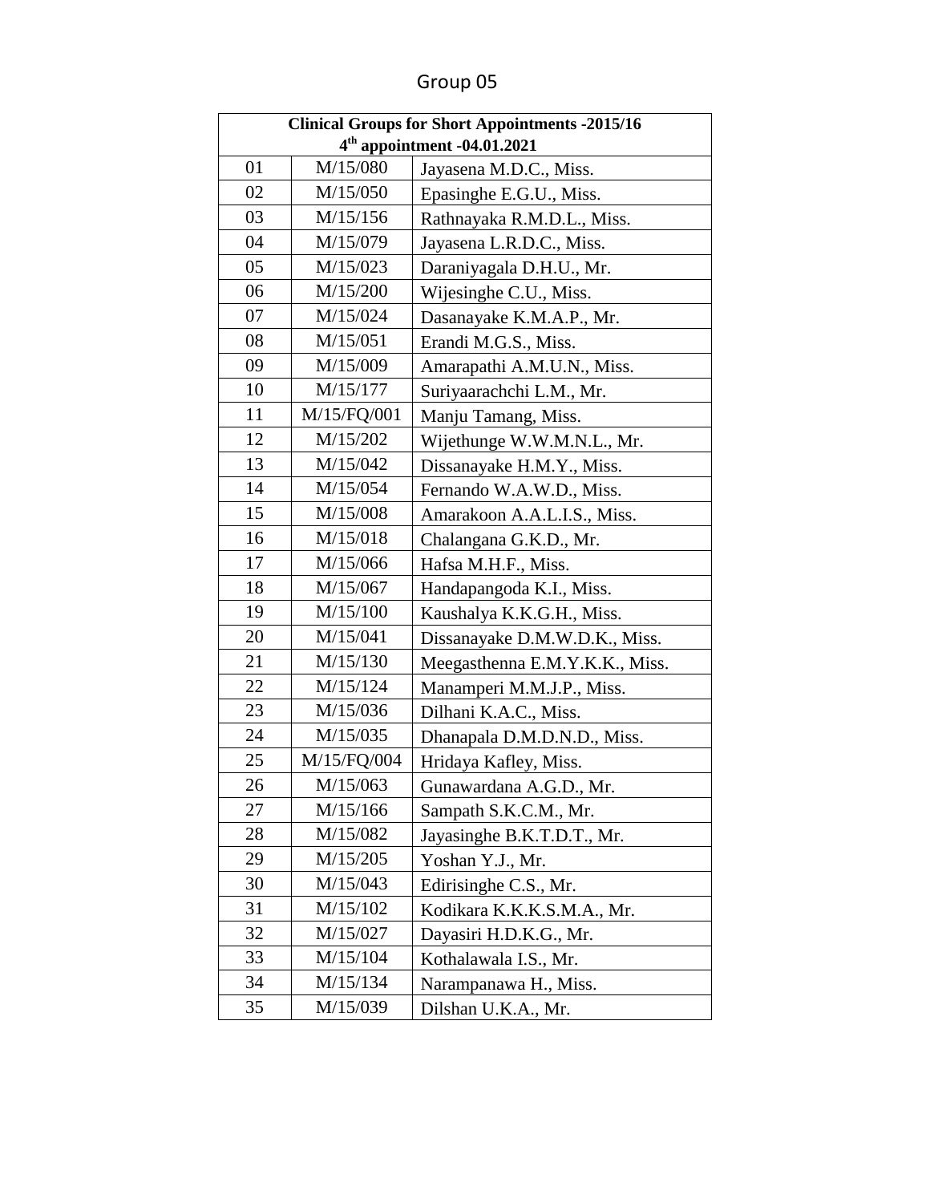# Group 05

| Clinical Groups for Short Appointments -2015/16<br>4th appointment -04.01.2021 | | |
|---|---|---|
| 01 | M/15/080 | Jayasena M.D.C., Miss. |
| 02 | M/15/050 | Epasinghe E.G.U., Miss. |
| 03 | M/15/156 | Rathnayaka R.M.D.L., Miss. |
| 04 | M/15/079 | Jayasena L.R.D.C., Miss. |
| 05 | M/15/023 | Daraniyagala D.H.U., Mr. |
| 06 | M/15/200 | Wijesinghe C.U., Miss. |
| 07 | M/15/024 | Dasanayake K.M.A.P., Mr. |
| 08 | M/15/051 | Erandi M.G.S., Miss. |
| 09 | M/15/009 | Amarapathi A.M.U.N., Miss. |
| 10 | M/15/177 | Suriyaarachchi L.M., Mr. |
| 11 | M/15/FQ/001 | Manju Tamang, Miss. |
| 12 | M/15/202 | Wijethunge W.W.M.N.L., Mr. |
| 13 | M/15/042 | Dissanayake H.M.Y., Miss. |
| 14 | M/15/054 | Fernando W.A.W.D., Miss. |
| 15 | M/15/008 | Amarakoon A.A.L.I.S., Miss. |
| 16 | M/15/018 | Chalangana G.K.D., Mr. |
| 17 | M/15/066 | Hafsa M.H.F., Miss. |
| 18 | M/15/067 | Handapangoda K.I., Miss. |
| 19 | M/15/100 | Kaushalya K.K.G.H., Miss. |
| 20 | M/15/041 | Dissanayake D.M.W.D.K., Miss. |
| 21 | M/15/130 | Meegasthenna E.M.Y.K.K., Miss. |
| 22 | M/15/124 | Manamperi M.M.J.P., Miss. |
| 23 | M/15/036 | Dilhani K.A.C., Miss. |
| 24 | M/15/035 | Dhanapala D.M.D.N.D., Miss. |
| 25 | M/15/FQ/004 | Hridaya Kafley, Miss. |
| 26 | M/15/063 | Gunawardana A.G.D., Mr. |
| 27 | M/15/166 | Sampath S.K.C.M., Mr. |
| 28 | M/15/082 | Jayasinghe B.K.T.D.T., Mr. |
| 29 | M/15/205 | Yoshan Y.J., Mr. |
| 30 | M/15/043 | Edirisinghe C.S., Mr. |
| 31 | M/15/102 | Kodikara K.K.K.S.M.A., Mr. |
| 32 | M/15/027 | Dayasiri H.D.K.G., Mr. |
| 33 | M/15/104 | Kothalawala I.S., Mr. |
| 34 | M/15/134 | Narampanawa H., Miss. |
| 35 | M/15/039 | Dilshan U.K.A., Mr. |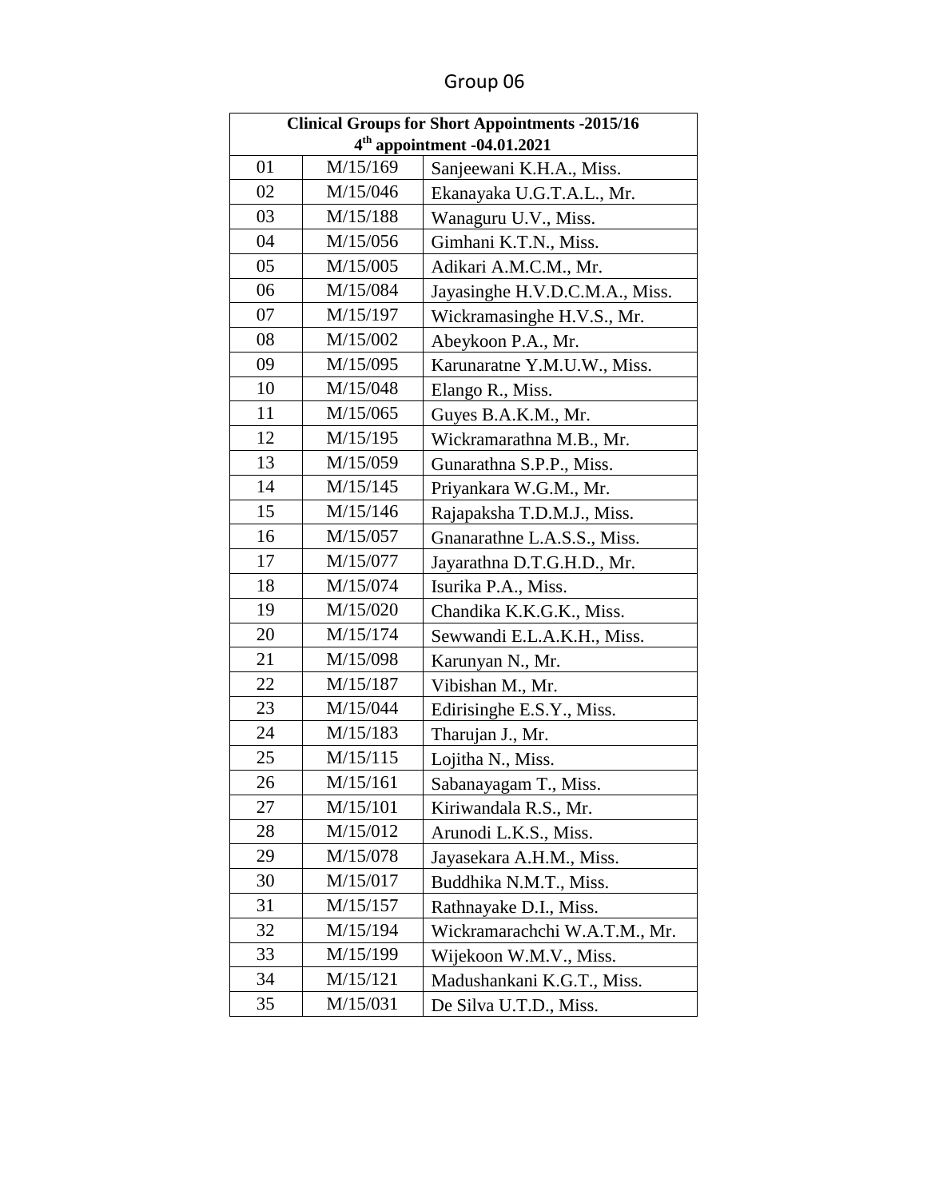## Group 06

| Clinical Groups for Short Appointments -2015/16<br>4th appointment -04.01.2021 | | |
|---|---|---|
| 01 | M/15/169 | Sanjeewani K.H.A., Miss. |
| 02 | M/15/046 | Ekanayaka U.G.T.A.L., Mr. |
| 03 | M/15/188 | Wanaguru U.V., Miss. |
| 04 | M/15/056 | Gimhani K.T.N., Miss. |
| 05 | M/15/005 | Adikari A.M.C.M., Mr. |
| 06 | M/15/084 | Jayasinghe H.V.D.C.M.A., Miss. |
| 07 | M/15/197 | Wickramasinghe H.V.S., Mr. |
| 08 | M/15/002 | Abeykoon P.A., Mr. |
| 09 | M/15/095 | Karunaratne Y.M.U.W., Miss. |
| 10 | M/15/048 | Elango R., Miss. |
| 11 | M/15/065 | Guyes B.A.K.M., Mr. |
| 12 | M/15/195 | Wickramarathna M.B., Mr. |
| 13 | M/15/059 | Gunarathna S.P.P., Miss. |
| 14 | M/15/145 | Priyankara W.G.M., Mr. |
| 15 | M/15/146 | Rajapaksha T.D.M.J., Miss. |
| 16 | M/15/057 | Gnanarathne L.A.S.S., Miss. |
| 17 | M/15/077 | Jayarathna D.T.G.H.D., Mr. |
| 18 | M/15/074 | Isurika P.A., Miss. |
| 19 | M/15/020 | Chandika K.K.G.K., Miss. |
| 20 | M/15/174 | Sewwandi E.L.A.K.H., Miss. |
| 21 | M/15/098 | Karunyan N., Mr. |
| 22 | M/15/187 | Vibishan M., Mr. |
| 23 | M/15/044 | Edirisinghe E.S.Y., Miss. |
| 24 | M/15/183 | Tharujan J., Mr. |
| 25 | M/15/115 | Lojitha N., Miss. |
| 26 | M/15/161 | Sabanayagam T., Miss. |
| 27 | M/15/101 | Kiriwandala R.S., Mr. |
| 28 | M/15/012 | Arunodi L.K.S., Miss. |
| 29 | M/15/078 | Jayasekara A.H.M., Miss. |
| 30 | M/15/017 | Buddhika N.M.T., Miss. |
| 31 | M/15/157 | Rathnayake D.I., Miss. |
| 32 | M/15/194 | Wickramarachchi W.A.T.M., Mr. |
| 33 | M/15/199 | Wijekoon W.M.V., Miss. |
| 34 | M/15/121 | Madushankani K.G.T., Miss. |
| 35 | M/15/031 | De Silva U.T.D., Miss. |